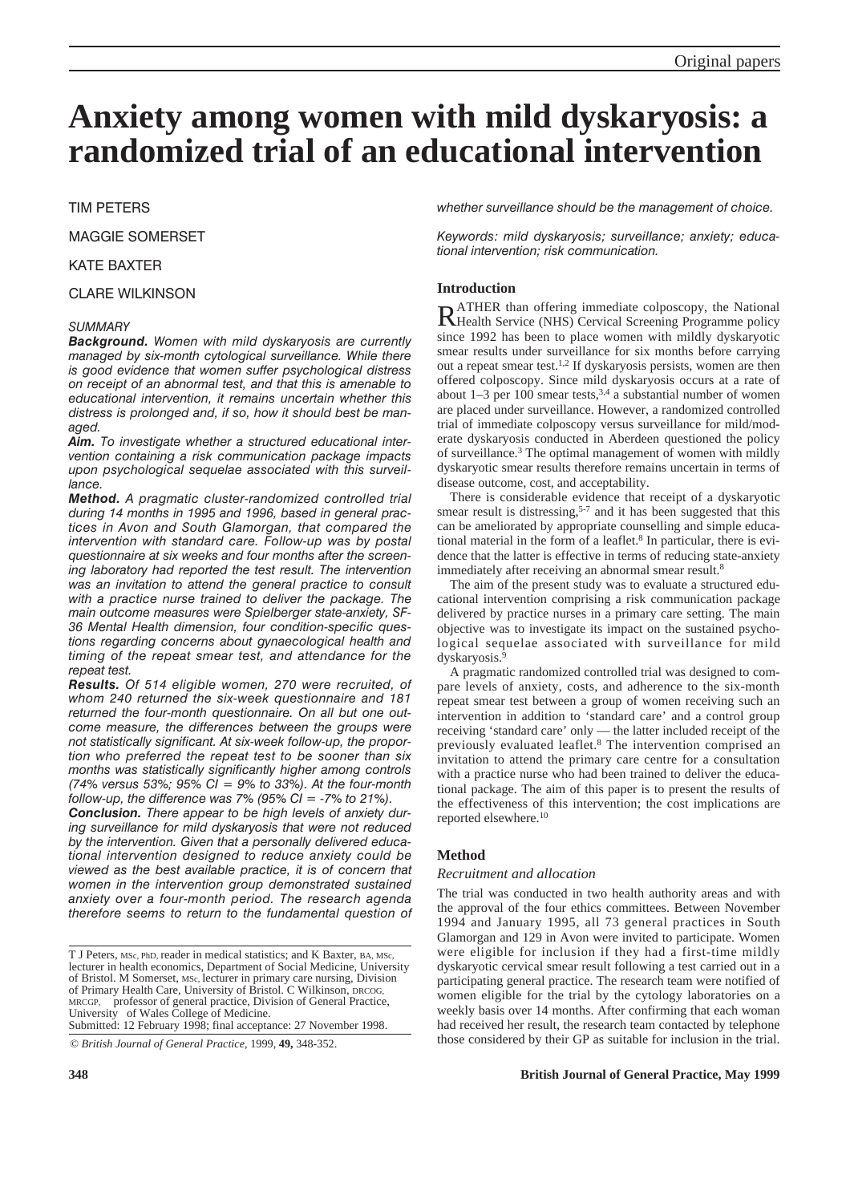# Anxiety among women with mild dyskaryosis: a randomized trial of an educational intervention

TIM PETERS

MAGGIE SOMERSET

KATE BAXTER

CLARE WILKINSON

*SUMMARY*

***Background.*** *Women with mild dyskaryosis are currently managed by six-month cytological surveillance. While there is good evidence that women suffer psychological distress on receipt of an abnormal test, and that this is amenable to educational intervention, it remains uncertain whether this distress is prolonged and, if so, how it should best be managed.*

***Aim.*** *To investigate whether a structured educational intervention containing a risk communication package impacts upon psychological sequelae associated with this surveillance.*

***Method.*** *A pragmatic cluster-randomized controlled trial during 14 months in 1995 and 1996, based in general practices in Avon and South Glamorgan, that compared the intervention with standard care. Follow-up was by postal questionnaire at six weeks and four months after the screening laboratory had reported the test result. The intervention was an invitation to attend the general practice to consult with a practice nurse trained to deliver the package. The main outcome measures were Spielberger state-anxiety, SF-36 Mental Health dimension, four condition-specific questions regarding concerns about gynaecological health and timing of the repeat smear test, and attendance for the repeat test.*

***Results.*** *Of 514 eligible women, 270 were recruited, of whom 240 returned the six-week questionnaire and 181 returned the four-month questionnaire. On all but one outcome measure, the differences between the groups were not statistically significant. At six-week follow-up, the proportion who preferred the repeat test to be sooner than six months was statistically significantly higher among controls (74% versus 53%; 95% CI = 9% to 33%). At the four-month follow-up, the difference was 7% (95% CI = -7% to 21%).*

***Conclusion.*** *There appear to be high levels of anxiety during surveillance for mild dyskaryosis that were not reduced by the intervention. Given that a personally delivered educational intervention designed to reduce anxiety could be viewed as the best available practice, it is of concern that women in the intervention group demonstrated sustained anxiety over a four-month period. The research agenda therefore seems to return to the fundamental question of whether surveillance should be the management of choice.*

*Keywords: mild dyskaryosis; surveillance; anxiety; educational intervention; risk communication.*

T J Peters, MSc, PhD, reader in medical statistics; and K Baxter, BA, MSc, lecturer in health economics, Department of Social Medicine, University of Bristol. M Somerset, MSc, lecturer in primary care nursing, Division of Primary Health Care, University of Bristol. C Wilkinson, DRCOG, MRCGP, professor of general practice, Division of General Practice, University of Wales College of Medicine.
Submitted: 12 February 1998; final acceptance: 27 November 1998.

© *British Journal of General Practice*, 1999, **49,** 348-352.

## Introduction

RATHER than offering immediate colposcopy, the National Health Service (NHS) Cervical Screening Programme policy since 1992 has been to place women with mildly dyskaryotic smear results under surveillance for six months before carrying out a repeat smear test.[1,2] If dyskaryosis persists, women are then offered colposcopy. Since mild dyskaryosis occurs at a rate of about 1–3 per 100 smear tests,[3,4] a substantial number of women are placed under surveillance. However, a randomized controlled trial of immediate colposcopy versus surveillance for mild/moderate dyskaryosis conducted in Aberdeen questioned the policy of surveillance.[3] The optimal management of women with mildly dyskaryotic smear results therefore remains uncertain in terms of disease outcome, cost, and acceptability.

There is considerable evidence that receipt of a dyskaryotic smear result is distressing,[5-7] and it has been suggested that this can be ameliorated by appropriate counselling and simple educational material in the form of a leaflet.[8] In particular, there is evidence that the latter is effective in terms of reducing state-anxiety immediately after receiving an abnormal smear result.[8]

The aim of the present study was to evaluate a structured educational intervention comprising a risk communication package delivered by practice nurses in a primary care setting. The main objective was to investigate its impact on the sustained psychological sequelae associated with surveillance for mild dyskaryosis.[9]

A pragmatic randomized controlled trial was designed to compare levels of anxiety, costs, and adherence to the six-month repeat smear test between a group of women receiving such an intervention in addition to 'standard care' and a control group receiving 'standard care' only — the latter included receipt of the previously evaluated leaflet.[8] The intervention comprised an invitation to attend the primary care centre for a consultation with a practice nurse who had been trained to deliver the educational package. The aim of this paper is to present the results of the effectiveness of this intervention; the cost implications are reported elsewhere.[10]

## Method

### *Recruitment and allocation*

The trial was conducted in two health authority areas and with the approval of the four ethics committees. Between November 1994 and January 1995, all 73 general practices in South Glamorgan and 129 in Avon were invited to participate. Women were eligible for inclusion if they had a first-time mildly dyskaryotic cervical smear result following a test carried out in a participating general practice. The research team were notified of women eligible for the trial by the cytology laboratories on a weekly basis over 14 months. After confirming that each woman had received her result, the research team contacted by telephone those considered by their GP as suitable for inclusion in the trial.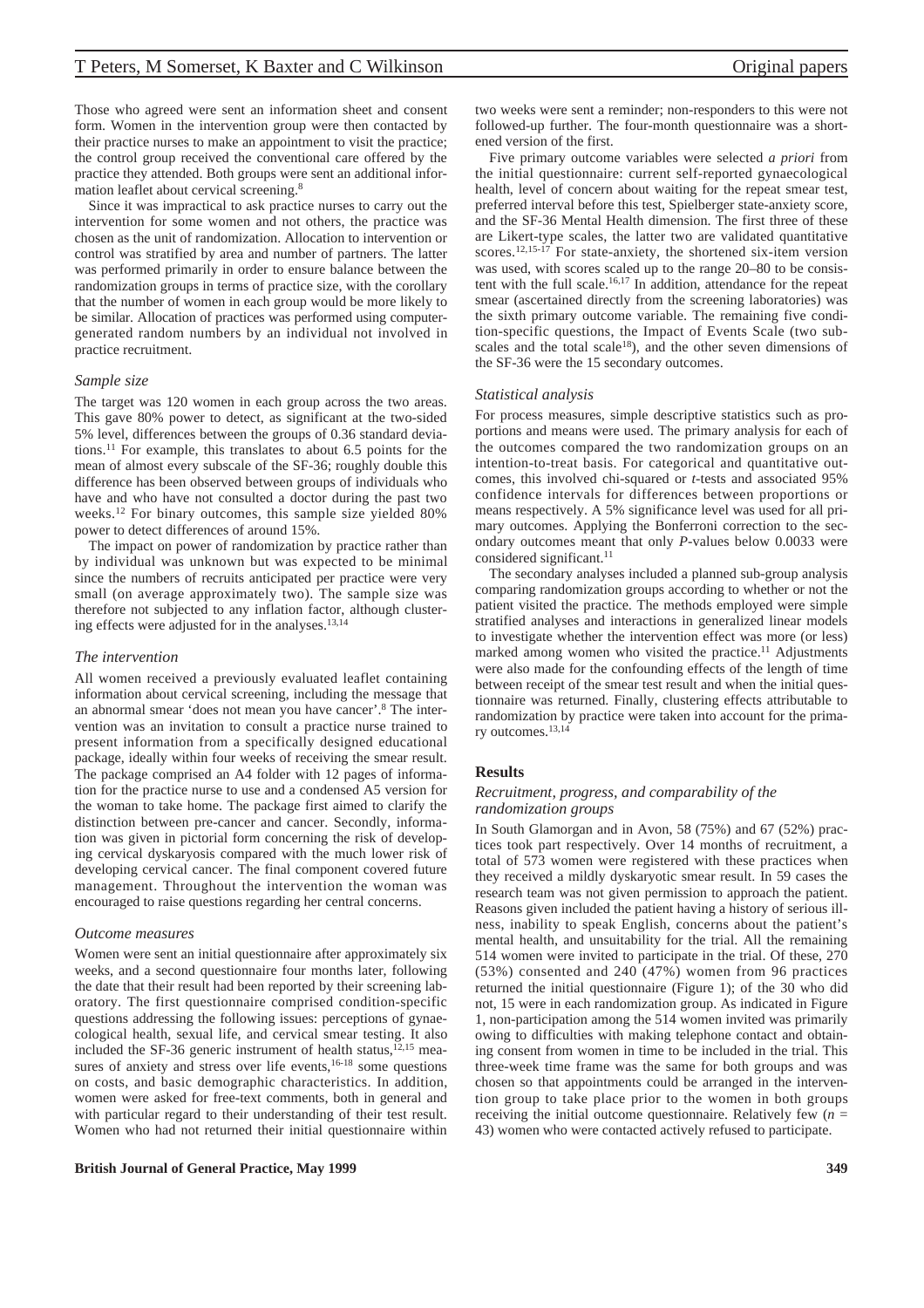Those who agreed were sent an information sheet and consent form. Women in the intervention group were then contacted by their practice nurses to make an appointment to visit the practice; the control group received the conventional care offered by the practice they attended. Both groups were sent an additional information leaflet about cervical screening.[8]

Since it was impractical to ask practice nurses to carry out the intervention for some women and not others, the practice was chosen as the unit of randomization. Allocation to intervention or control was stratified by area and number of partners. The latter was performed primarily in order to ensure balance between the randomization groups in terms of practice size, with the corollary that the number of women in each group would be more likely to be similar. Allocation of practices was performed using computer-generated random numbers by an individual not involved in practice recruitment.

### *Sample size*

The target was 120 women in each group across the two areas. This gave 80% power to detect, as significant at the two-sided 5% level, differences between the groups of 0.36 standard deviations.[11] For example, this translates to about 6.5 points for the mean of almost every subscale of the SF-36; roughly double this difference has been observed between groups of individuals who have and who have not consulted a doctor during the past two weeks.[12] For binary outcomes, this sample size yielded 80% power to detect differences of around 15%.

The impact on power of randomization by practice rather than by individual was unknown but was expected to be minimal since the numbers of recruits anticipated per practice were very small (on average approximately two). The sample size was therefore not subjected to any inflation factor, although clustering effects were adjusted for in the analyses.[13,14]

### *The intervention*

All women received a previously evaluated leaflet containing information about cervical screening, including the message that an abnormal smear 'does not mean you have cancer'.[8] The intervention was an invitation to consult a practice nurse trained to present information from a specifically designed educational package, ideally within four weeks of receiving the smear result. The package comprised an A4 folder with 12 pages of information for the practice nurse to use and a condensed A5 version for the woman to take home. The package first aimed to clarify the distinction between pre-cancer and cancer. Secondly, information was given in pictorial form concerning the risk of developing cervical dyskaryosis compared with the much lower risk of developing cervical cancer. The final component covered future management. Throughout the intervention the woman was encouraged to raise questions regarding her central concerns.

### *Outcome measures*

Women were sent an initial questionnaire after approximately six weeks, and a second questionnaire four months later, following the date that their result had been reported by their screening laboratory. The first questionnaire comprised condition-specific questions addressing the following issues: perceptions of gynaecological health, sexual life, and cervical smear testing. It also included the SF-36 generic instrument of health status,[12,15] measures of anxiety and stress over life events,[16-18] some questions on costs, and basic demographic characteristics. In addition, women were asked for free-text comments, both in general and with particular regard to their understanding of their test result. Women who had not returned their initial questionnaire within two weeks were sent a reminder; non-responders to this were not followed-up further. The four-month questionnaire was a shortened version of the first.

Five primary outcome variables were selected *a priori* from the initial questionnaire: current self-reported gynaecological health, level of concern about waiting for the repeat smear test, preferred interval before this test, Spielberger state-anxiety score, and the SF-36 Mental Health dimension. The first three of these are Likert-type scales, the latter two are validated quantitative scores.[12,15-17] For state-anxiety, the shortened six-item version was used, with scores scaled up to the range 20–80 to be consistent with the full scale.[16,17] In addition, attendance for the repeat smear (ascertained directly from the screening laboratories) was the sixth primary outcome variable. The remaining five condition-specific questions, the Impact of Events Scale (two subscales and the total scale[18]), and the other seven dimensions of the SF-36 were the 15 secondary outcomes.

### *Statistical analysis*

For process measures, simple descriptive statistics such as proportions and means were used. The primary analysis for each of the outcomes compared the two randomization groups on an intention-to-treat basis. For categorical and quantitative outcomes, this involved chi-squared or *t*-tests and associated 95% confidence intervals for differences between proportions or means respectively. A 5% significance level was used for all primary outcomes. Applying the Bonferroni correction to the secondary outcomes meant that only *P*-values below 0.0033 were considered significant.[11]

The secondary analyses included a planned sub-group analysis comparing randomization groups according to whether or not the patient visited the practice. The methods employed were simple stratified analyses and interactions in generalized linear models to investigate whether the intervention effect was more (or less) marked among women who visited the practice.[11] Adjustments were also made for the confounding effects of the length of time between receipt of the smear test result and when the initial questionnaire was returned. Finally, clustering effects attributable to randomization by practice were taken into account for the primary outcomes.[13,14]

## Results

### *Recruitment, progress, and comparability of the randomization groups*

In South Glamorgan and in Avon, 58 (75%) and 67 (52%) practices took part respectively. Over 14 months of recruitment, a total of 573 women were registered with these practices when they received a mildly dyskaryotic smear result. In 59 cases the research team was not given permission to approach the patient. Reasons given included the patient having a history of serious illness, inability to speak English, concerns about the patient's mental health, and unsuitability for the trial. All the remaining 514 women were invited to participate in the trial. Of these, 270 (53%) consented and 240 (47%) women from 96 practices returned the initial questionnaire (Figure 1); of the 30 who did not, 15 were in each randomization group. As indicated in Figure 1, non-participation among the 514 women invited was primarily owing to difficulties with making telephone contact and obtaining consent from women in time to be included in the trial. This three-week time frame was the same for both groups and was chosen so that appointments could be arranged in the intervention group to take place prior to the women in both groups receiving the initial outcome questionnaire. Relatively few ($n$ = 43) women who were contacted actively refused to participate.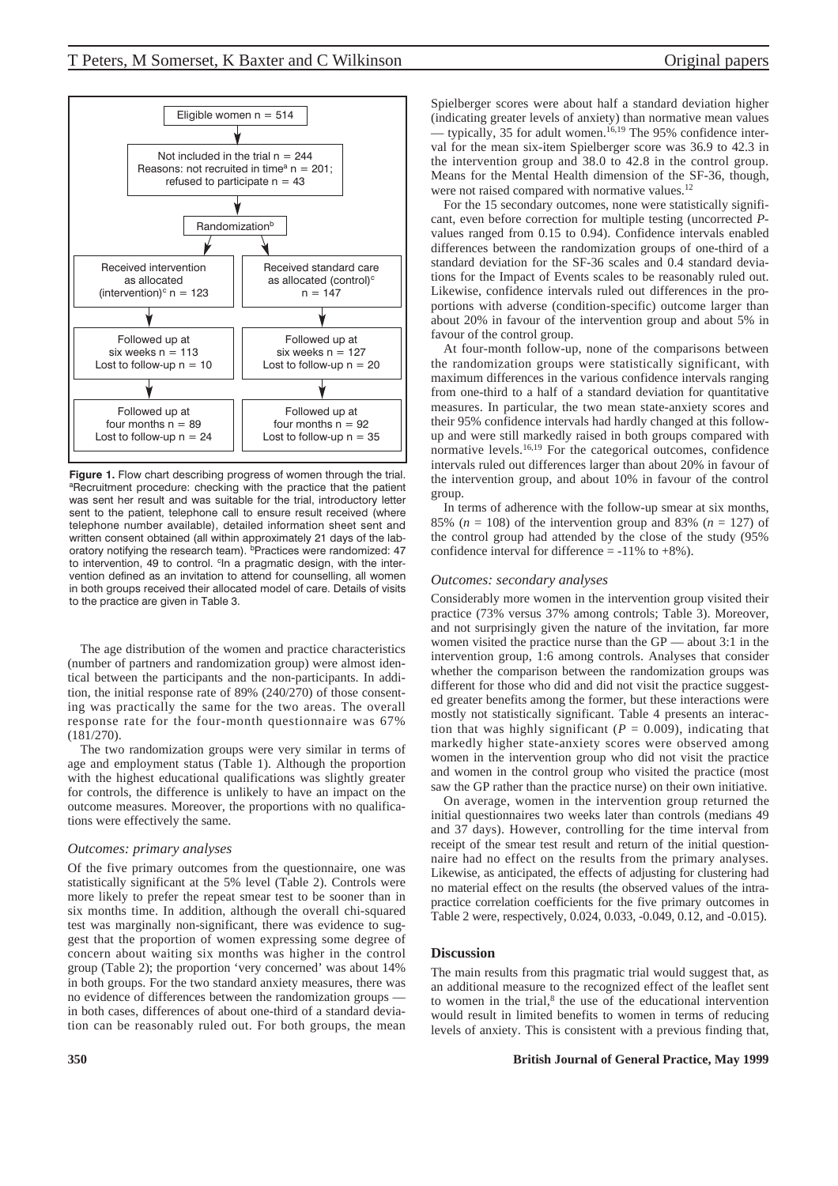Eligible women n = 514

Not included in the trial n = 244
Reasons: not recruited in time[a] n = 201; refused to participate n = 43

Randomization[b]

| Intervention | Control |
|---|---|
| Received intervention as allocated (intervention)[c] n = 123 | Received standard care as allocated (control)[c] n = 147 |
| Followed up at six weeks n = 113<br>Lost to follow-up n = 10 | Followed up at six weeks n = 127<br>Lost to follow-up n = 20 |
| Followed up at four months n = 89<br>Lost to follow-up n = 24 | Followed up at four months n = 92<br>Lost to follow-up n = 35 |

**Figure 1.** Flow chart describing progress of women through the trial. [a]Recruitment procedure: checking with the practice that the patient was sent her result and was suitable for the trial, introductory letter sent to the patient, telephone call to ensure result received (where telephone number available), detailed information sheet sent and written consent obtained (all within approximately 21 days of the laboratory notifying the research team). [b]Practices were randomized: 47 to intervention, 49 to control. [c]In a pragmatic design, with the intervention defined as an invitation to attend for counselling, all women in both groups received their allocated model of care. Details of visits to the practice are given in Table 3.

The age distribution of the women and practice characteristics (number of partners and randomization group) were almost identical between the participants and the non-participants. In addition, the initial response rate of 89% (240/270) of those consenting was practically the same for the two areas. The overall response rate for the four-month questionnaire was 67% (181/270).

The two randomization groups were very similar in terms of age and employment status (Table 1). Although the proportion with the highest educational qualifications was slightly greater for controls, the difference is unlikely to have an impact on the outcome measures. Moreover, the proportions with no qualifications were effectively the same.

### *Outcomes: primary analyses*

Of the five primary outcomes from the questionnaire, one was statistically significant at the 5% level (Table 2). Controls were more likely to prefer the repeat smear test to be sooner than in six months time. In addition, although the overall chi-squared test was marginally non-significant, there was evidence to suggest that the proportion of women expressing some degree of concern about waiting six months was higher in the control group (Table 2); the proportion 'very concerned' was about 14% in both groups. For the two standard anxiety measures, there was no evidence of differences between the randomization groups — in both cases, differences of about one-third of a standard deviation can be reasonably ruled out. For both groups, the mean Spielberger scores were about half a standard deviation higher (indicating greater levels of anxiety) than normative mean values — typically, 35 for adult women.[16,19] The 95% confidence interval for the mean six-item Spielberger score was 36.9 to 42.3 in the intervention group and 38.0 to 42.8 in the control group. Means for the Mental Health dimension of the SF-36, though, were not raised compared with normative values.[12]

For the 15 secondary outcomes, none were statistically significant, even before correction for multiple testing (uncorrected *P*-values ranged from 0.15 to 0.94). Confidence intervals enabled differences between the randomization groups of one-third of a standard deviation for the SF-36 scales and 0.4 standard deviations for the Impact of Events scales to be reasonably ruled out. Likewise, confidence intervals ruled out differences in the proportions with adverse (condition-specific) outcome larger than about 20% in favour of the intervention group and about 5% in favour of the control group.

At four-month follow-up, none of the comparisons between the randomization groups were statistically significant, with maximum differences in the various confidence intervals ranging from one-third to a half of a standard deviation for quantitative measures. In particular, the two mean state-anxiety scores and their 95% confidence intervals had hardly changed at this follow-up and were still markedly raised in both groups compared with normative levels.[16,19] For the categorical outcomes, confidence intervals ruled out differences larger than about 20% in favour of the intervention group, and about 10% in favour of the control group.

In terms of adherence with the follow-up smear at six months, 85% ($n$ = 108) of the intervention group and 83% ($n$ = 127) of the control group had attended by the close of the study (95% confidence interval for difference = -11% to +8%).

### *Outcomes: secondary analyses*

Considerably more women in the intervention group visited their practice (73% versus 37% among controls; Table 3). Moreover, and not surprisingly given the nature of the invitation, far more women visited the practice nurse than the GP — about 3:1 in the intervention group, 1:6 among controls. Analyses that consider whether the comparison between the randomization groups was different for those who did and did not visit the practice suggested greater benefits among the former, but these interactions were mostly not statistically significant. Table 4 presents an interaction that was highly significant ($P$ = 0.009), indicating that markedly higher state-anxiety scores were observed among women in the intervention group who did not visit the practice and women in the control group who visited the practice (most saw the GP rather than the practice nurse) on their own initiative.

On average, women in the intervention group returned the initial questionnaires two weeks later than controls (medians 49 and 37 days). However, controlling for the time interval from receipt of the smear test result and return of the initial questionnaire had no effect on the results from the primary analyses. Likewise, as anticipated, the effects of adjusting for clustering had no material effect on the results (the observed values of the intra-practice correlation coefficients for the five primary outcomes in Table 2 were, respectively, 0.024, 0.033, -0.049, 0.12, and -0.015).

## Discussion

The main results from this pragmatic trial would suggest that, as an additional measure to the recognized effect of the leaflet sent to women in the trial,[8] the use of the educational intervention would result in limited benefits to women in terms of reducing levels of anxiety. This is consistent with a previous finding that,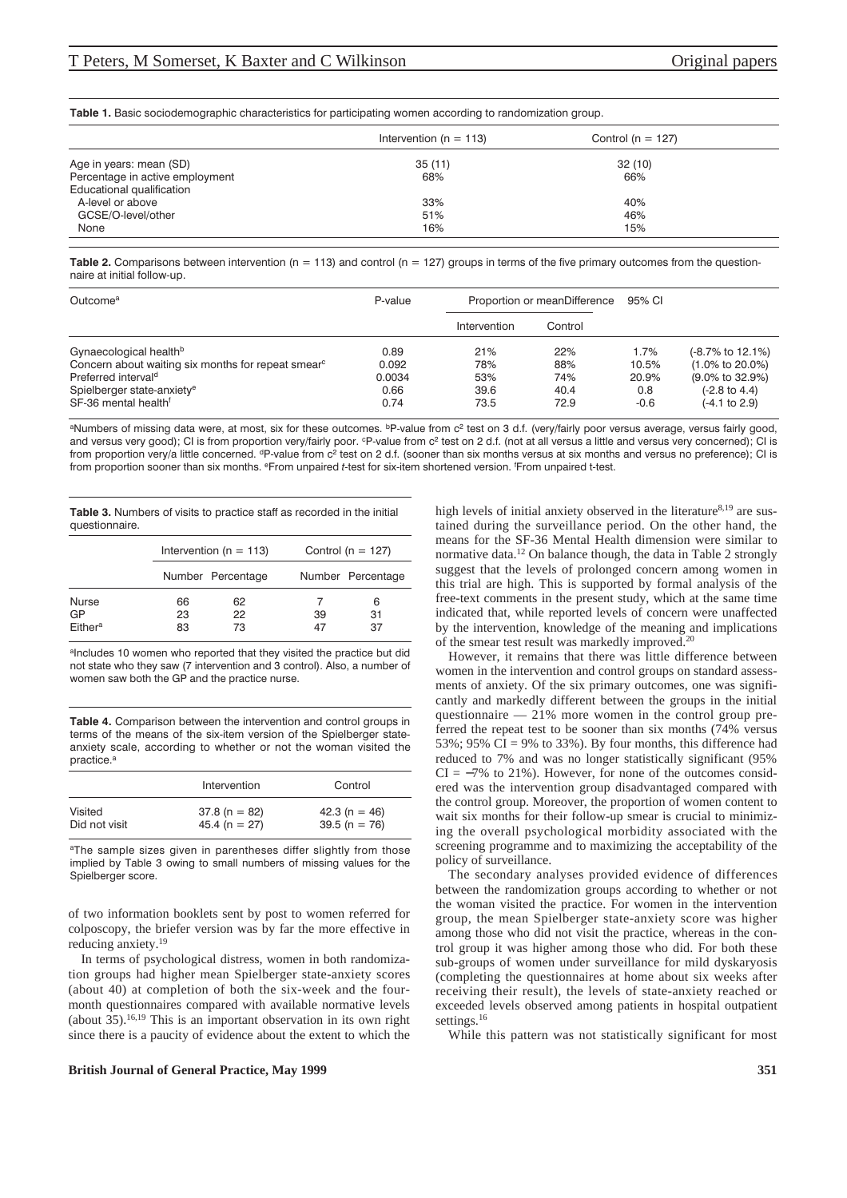**Table 1.** Basic sociodemographic characteristics for participating women according to randomization group.

| | Intervention (n = 113) | Control (n = 127) |
|---|---|---|
| Age in years: mean (SD) | 35 (11) | 32 (10) |
| Percentage in active employment | 68% | 66% |
| Educational qualification | | |
| A-level or above | 33% | 40% |
| GCSE/O-level/other | 51% | 46% |
| None | 16% | 15% |

**Table 2.** Comparisons between intervention (n = 113) and control (n = 127) groups in terms of the five primary outcomes from the questionnaire at initial follow-up.

| Outcome[a] | P-value | Proportion or mean | | Difference | 95% CI |
|---|---|---|---|---|---|
| | | Intervention | Control | | |
| Gynaecological health[b] | 0.89 | 21% | 22% | 1.7% | (-8.7% to 12.1%) |
| Concern about waiting six months for repeat smear[c] | 0.092 | 78% | 88% | 10.5% | (1.0% to 20.0%) |
| Preferred interval[d] | 0.0034 | 53% | 74% | 20.9% | (9.0% to 32.9%) |
| Spielberger state-anxiety[e] | 0.66 | 39.6 | 40.4 | 0.8 | (-2.8 to 4.4) |
| SF-36 mental health[f] | 0.74 | 73.5 | 72.9 | -0.6 | (-4.1 to 2.9) |

[a]Numbers of missing data were, at most, six for these outcomes. [b]P-value from $c^2$ test on 3 d.f. (very/fairly poor versus average, versus fairly good, and versus very good); CI is from proportion very/fairly poor. [c]P-value from $c^2$ test on 2 d.f. (not at all versus a little and versus very concerned); CI is from proportion very/a little concerned. [d]P-value from $c^2$ test on 2 d.f. (sooner than six months versus at six months and versus no preference); CI is from proportion sooner than six months. [e]From unpaired *t*-test for six-item shortened version. [f]From unpaired t-test.

**Table 3.** Numbers of visits to practice staff as recorded in the initial questionnaire.

| | Intervention (n = 113) | | Control (n = 127) | |
|---|---|---|---|---|
| | Number | Percentage | Number | Percentage |
| Nurse | 66 | 62 | 7 | 6 |
| GP | 23 | 22 | 39 | 31 |
| Either[a] | 83 | 73 | 47 | 37 |

[a]Includes 10 women who reported that they visited the practice but did not state who they saw (7 intervention and 3 control). Also, a number of women saw both the GP and the practice nurse.

**Table 4.** Comparison between the intervention and control groups in terms of the means of the six-item version of the Spielberger state-anxiety scale, according to whether or not the woman visited the practice.[a]

| | Intervention | Control |
|---|---|---|
| Visited | 37.8 (n = 82) | 42.3 (n = 46) |
| Did not visit | 45.4 (n = 27) | 39.5 (n = 76) |

[a]The sample sizes given in parentheses differ slightly from those implied by Table 3 owing to small numbers of missing values for the Spielberger score.

of two information booklets sent by post to women referred for colposcopy, the briefer version was by far the more effective in reducing anxiety.[19]

In terms of psychological distress, women in both randomization groups had higher mean Spielberger state-anxiety scores (about 40) at completion of both the six-week and the four-month questionnaires compared with available normative levels (about 35).[16,19] This is an important observation in its own right since there is a paucity of evidence about the extent to which the high levels of initial anxiety observed in the literature[8,19] are sustained during the surveillance period. On the other hand, the means for the SF-36 Mental Health dimension were similar to normative data.[12] On balance though, the data in Table 2 strongly suggest that the levels of prolonged concern among women in this trial are high. This is supported by formal analysis of the free-text comments in the present study, which at the same time indicated that, while reported levels of concern were unaffected by the intervention, knowledge of the meaning and implications of the smear test result was markedly improved.[20]

However, it remains that there was little difference between women in the intervention and control groups on standard assessments of anxiety. Of the six primary outcomes, one was significantly and markedly different between the groups in the initial questionnaire — 21% more women in the control group preferred the repeat test to be sooner than six months (74% versus 53%; 95% CI = 9% to 33%). By four months, this difference had reduced to 7% and was no longer statistically significant (95% CI = −7% to 21%). However, for none of the outcomes considered was the intervention group disadvantaged compared with the control group. Moreover, the proportion of women content to wait six months for their follow-up smear is crucial to minimizing the overall psychological morbidity associated with the screening programme and to maximizing the acceptability of the policy of surveillance.

The secondary analyses provided evidence of differences between the randomization groups according to whether or not the woman visited the practice. For women in the intervention group, the mean Spielberger state-anxiety score was higher among those who did not visit the practice, whereas in the control group it was higher among those who did. For both these sub-groups of women under surveillance for mild dyskaryosis (completing the questionnaires at home about six weeks after receiving their result), the levels of state-anxiety reached or exceeded levels observed among patients in hospital outpatient settings.[16]

While this pattern was not statistically significant for most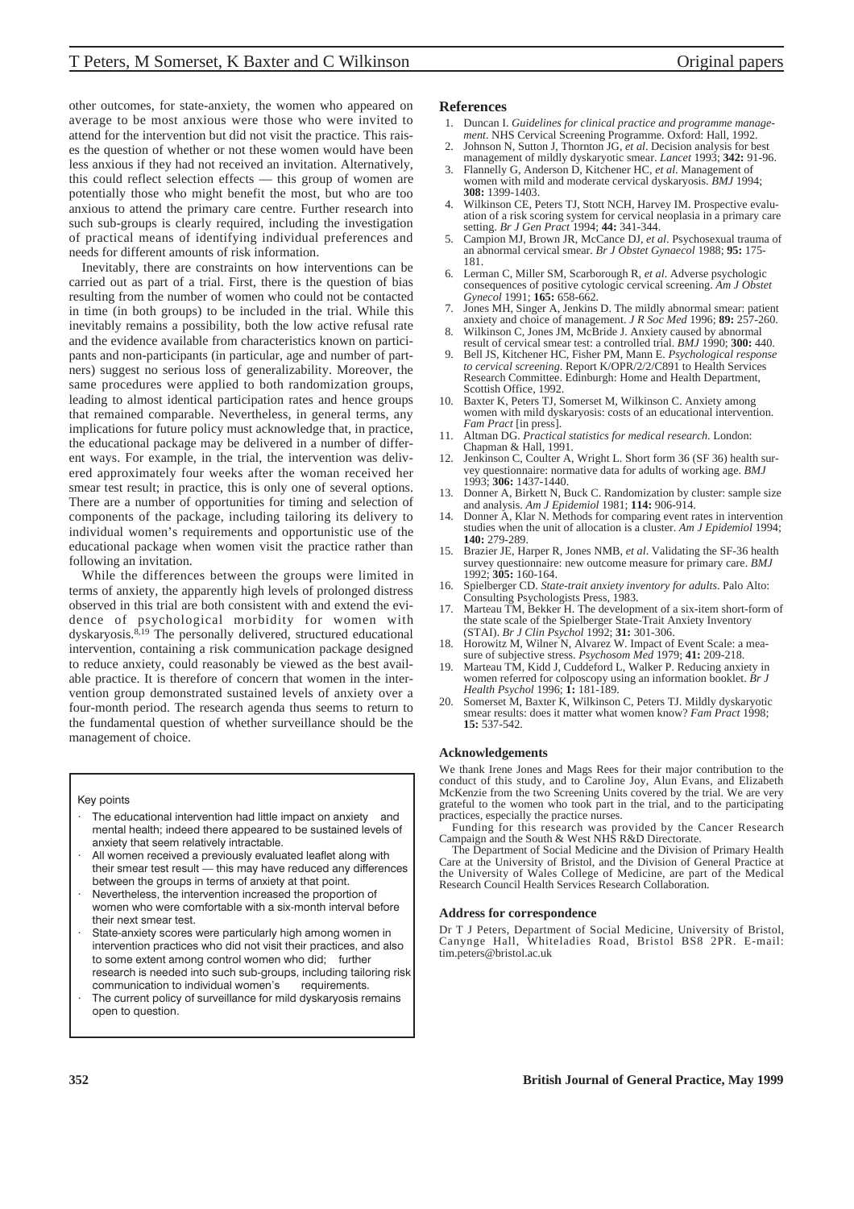other outcomes, for state-anxiety, the women who appeared on average to be most anxious were those who were invited to attend for the intervention but did not visit the practice. This raises the question of whether or not these women would have been less anxious if they had not received an invitation. Alternatively, this could reflect selection effects — this group of women are potentially those who might benefit the most, but who are too anxious to attend the primary care centre. Further research into such sub-groups is clearly required, including the investigation of practical means of identifying individual preferences and needs for different amounts of risk information.

Inevitably, there are constraints on how interventions can be carried out as part of a trial. First, there is the question of bias resulting from the number of women who could not be contacted in time (in both groups) to be included in the trial. While this inevitably remains a possibility, both the low active refusal rate and the evidence available from characteristics known on participants and non-participants (in particular, age and number of partners) suggest no serious loss of generalizability. Moreover, the same procedures were applied to both randomization groups, leading to almost identical participation rates and hence groups that remained comparable. Nevertheless, in general terms, any implications for future policy must acknowledge that, in practice, the educational package may be delivered in a number of different ways. For example, in the trial, the intervention was delivered approximately four weeks after the woman received her smear test result; in practice, this is only one of several options. There are a number of opportunities for timing and selection of components of the package, including tailoring its delivery to individual women's requirements and opportunistic use of the educational package when women visit the practice rather than following an invitation.

While the differences between the groups were limited in terms of anxiety, the apparently high levels of prolonged distress observed in this trial are both consistent with and extend the evidence of psychological morbidity for women with dyskaryosis.[8,19] The personally delivered, structured educational intervention, containing a risk communication package designed to reduce anxiety, could reasonably be viewed as the best available practice. It is therefore of concern that women in the intervention group demonstrated sustained levels of anxiety over a four-month period. The research agenda thus seems to return to the fundamental question of whether surveillance should be the management of choice.

> Key points
>
> - The educational intervention had little impact on anxiety and mental health; indeed there appeared to be sustained levels of anxiety that seem relatively intractable.
> - All women received a previously evaluated leaflet along with their smear test result — this may have reduced any differences between the groups in terms of anxiety at that point.
> - Nevertheless, the intervention increased the proportion of women who were comfortable with a six-month interval before their next smear test.
> - State-anxiety scores were particularly high among women in intervention practices who did not visit their practices, and also to some extent among control women who did; further research is needed into such sub-groups, including tailoring risk communication to individual women's requirements.
> - The current policy of surveillance for mild dyskaryosis remains open to question.

## References

1. Duncan I. *Guidelines for clinical practice and programme management*. NHS Cervical Screening Programme. Oxford: Hall, 1992.
2. Johnson N, Sutton J, Thornton JG, *et al*. Decision analysis for best management of mildly dyskaryotic smear. *Lancet* 1993; **342:** 91-96.
3. Flannelly G, Anderson D, Kitchener HC, *et al*. Management of women with mild and moderate cervical dyskaryosis. *BMJ* 1994; **308:** 1399-1403.
4. Wilkinson CE, Peters TJ, Stott NCH, Harvey IM. Prospective evaluation of a risk scoring system for cervical neoplasia in a primary care setting. *Br J Gen Pract* 1994; **44:** 341-344.
5. Campion MJ, Brown JR, McCance DJ, *et al*. Psychosexual trauma of an abnormal cervical smear. *Br J Obstet Gynaecol* 1988; **95:** 175-181.
6. Lerman C, Miller SM, Scarborough R, *et al*. Adverse psychologic consequences of positive cytologic cervical screening. *Am J Obstet Gynecol* 1991; **165:** 658-662.
7. Jones MH, Singer A, Jenkins D. The mildly abnormal smear: patient anxiety and choice of management. *J R Soc Med* 1996; **89:** 257-260.
8. Wilkinson C, Jones JM, McBride J. Anxiety caused by abnormal result of cervical smear test: a controlled trial. *BMJ* 1990; **300:** 440.
9. Bell JS, Kitchener HC, Fisher PM, Mann E. *Psychological response to cervical screening*. Report K/OPR/2/2/C891 to Health Services Research Committee. Edinburgh: Home and Health Department, Scottish Office, 1992.
10. Baxter K, Peters TJ, Somerset M, Wilkinson C. Anxiety among women with mild dyskaryosis: costs of an educational intervention. *Fam Pract* [in press].
11. Altman DG. *Practical statistics for medical research*. London: Chapman & Hall, 1991.
12. Jenkinson C, Coulter A, Wright L. Short form 36 (SF 36) health survey questionnaire: normative data for adults of working age. *BMJ* 1993; **306:** 1437-1440.
13. Donner A, Birkett N, Buck C. Randomization by cluster: sample size and analysis. *Am J Epidemiol* 1981; **114:** 906-914.
14. Donner A, Klar N. Methods for comparing event rates in intervention studies when the unit of allocation is a cluster. *Am J Epidemiol* 1994; **140:** 279-289.
15. Brazier JE, Harper R, Jones NMB, *et al*. Validating the SF-36 health survey questionnaire: new outcome measure for primary care. *BMJ* 1992; **305:** 160-164.
16. Spielberger CD. *State-trait anxiety inventory for adults*. Palo Alto: Consulting Psychologists Press, 1983.
17. Marteau TM, Bekker H. The development of a six-item short-form of the state scale of the Spielberger State-Trait Anxiety Inventory (STAI). *Br J Clin Psychol* 1992; **31:** 301-306.
18. Horowitz M, Wilner N, Alvarez W. Impact of Event Scale: a measure of subjective stress. *Psychosom Med* 1979; **41:** 209-218.
19. Marteau TM, Kidd J, Cuddeford L, Walker P. Reducing anxiety in women referred for colposcopy using an information booklet. *Br J Health Psychol* 1996; **1:** 181-189.
20. Somerset M, Baxter K, Wilkinson C, Peters TJ. Mildly dyskaryotic smear results: does it matter what women know? *Fam Pract* 1998; **15:** 537-542.

## Acknowledgements

We thank Irene Jones and Mags Rees for their major contribution to the conduct of this study, and to Caroline Joy, Alun Evans, and Elizabeth McKenzie from the two Screening Units covered by the trial. We are very grateful to the women who took part in the trial, and to the participating practices, especially the practice nurses.

Funding for this research was provided by the Cancer Research Campaign and the South & West NHS R&D Directorate.

The Department of Social Medicine and the Division of Primary Health Care at the University of Bristol, and the Division of General Practice at the University of Wales College of Medicine, are part of the Medical Research Council Health Services Research Collaboration.

## Address for correspondence

Dr T J Peters, Department of Social Medicine, University of Bristol, Canynge Hall, Whiteladies Road, Bristol BS8 2PR. E-mail: tim.peters@bristol.ac.uk